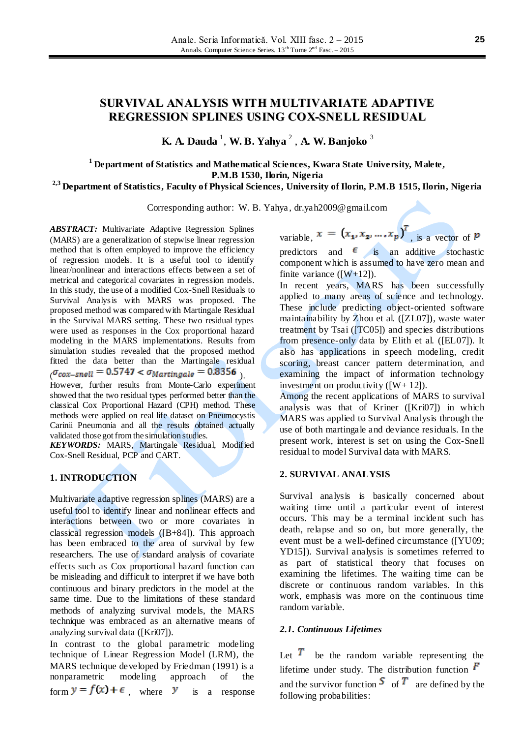# SURVIVAL ANALYSIS WITH MULTIVARIATE ADAPTIVE REGRESSION SPLINES USING COX-SNELL RESIDUAL

**K. A. Dauda** [1], **W. B. Yahya** [2], **A. W. Banjoko** [3]

[1] **Department of Statistics and Mathematical Sciences, Kwara State University, Malete, P.M.B 1530, Ilorin, Nigeria**

[2,3] **Department of Statistics, Faculty of Physical Sciences, University of Ilorin, P.M.B 1515, Ilorin, Nigeria**

Corresponding author: W. B. Yahya, dr.yah2009@gmail.com

***ABSTRACT:*** Multivariate Adaptive Regression Splines (MARS) are a generalization of stepwise linear regression method that is often employed to improve the efficiency of regression models. It is a useful tool to identify linear/nonlinear and interactions effects between a set of metrical and categorical covariates in regression models. In this study, the use of a modified Cox-Snell Residuals to Survival Analysis with MARS was proposed. The proposed method was compared with Martingale Residual in the Survival MARS setting. These two residual types were used as responses in the Cox proportional hazard modeling in the MARS implementations. Results from simulation studies revealed that the proposed method fitted the data better than the Martingale residual ($\sigma_{cox-snell} = 0.5747 < \sigma_{Martingale} = 0.8356$). However, further results from Monte-Carlo experiment showed that the two residual types performed better than the classical Cox Proportional Hazard (CPH) method. These methods were applied on real life dataset on Pneumocystis Carinii Pneumonia and all the results obtained actually validated those got from the simulation studies.

***KEYWORDS:*** MARS, Martingale Residual, Modified Cox-Snell Residual, PCP and CART.

## 1. INTRODUCTION

Multivariate adaptive regression splines (MARS) are a useful tool to identify linear and nonlinear effects and interactions between two or more covariates in classical regression models ([B+84]). This approach has been embraced to the area of survival by few researchers. The use of standard analysis of covariate effects such as Cox proportional hazard function can be misleading and difficult to interpret if we have both continuous and binary predictors in the model at the same time. Due to the limitations of these standard methods of analyzing survival models, the MARS technique was embraced as an alternative means of analyzing survival data ([Kri07]).

In contrast to the global parametric modeling technique of Linear Regression Model (LRM), the MARS technique developed by Friedman (1991) is a nonparametric modeling approach of the form $y = f(x) + \epsilon$, where $y$ is a response variable, $x = (x_1, x_2, \ldots, x_p)^T$, is a vector of $p$ predictors and $\epsilon$ is an additive stochastic component which is assumed to have zero mean and finite variance ([W+12]).

In recent years, MARS has been successfully applied to many areas of science and technology. These include predicting object-oriented software maintainability by Zhou et al. ([ZL07]), waste water treatment by Tsai ([TC05]) and species distributions from presence-only data by Elith et al. ([EL07]). It also has applications in speech modeling, credit scoring, breast cancer pattern determination, and examining the impact of information technology investment on productivity ([W+ 12]).

Among the recent applications of MARS to survival analysis was that of Kriner ([Kri07]) in which MARS was applied to Survival Analysis through the use of both martingale and deviance residuals. In the present work, interest is set on using the Cox-Snell residual to model Survival data with MARS.

## 2. SURVIVAL ANALYSIS

Survival analysis is basically concerned about waiting time until a particular event of interest occurs. This may be a terminal incident such has death, relapse and so on, but more generally, the event must be a well-defined circumstance ([YU09; YD15]). Survival analysis is sometimes referred to as part of statistical theory that focuses on examining the lifetimes. The waiting time can be discrete or continuous random variables. In this work, emphasis was more on the continuous time random variable.

### *2.1. Continuous Lifetimes*

Let $T$ be the random variable representing the lifetime under study. The distribution function $F$ and the survivor function $S$ of $T$ are defined by the following probabilities: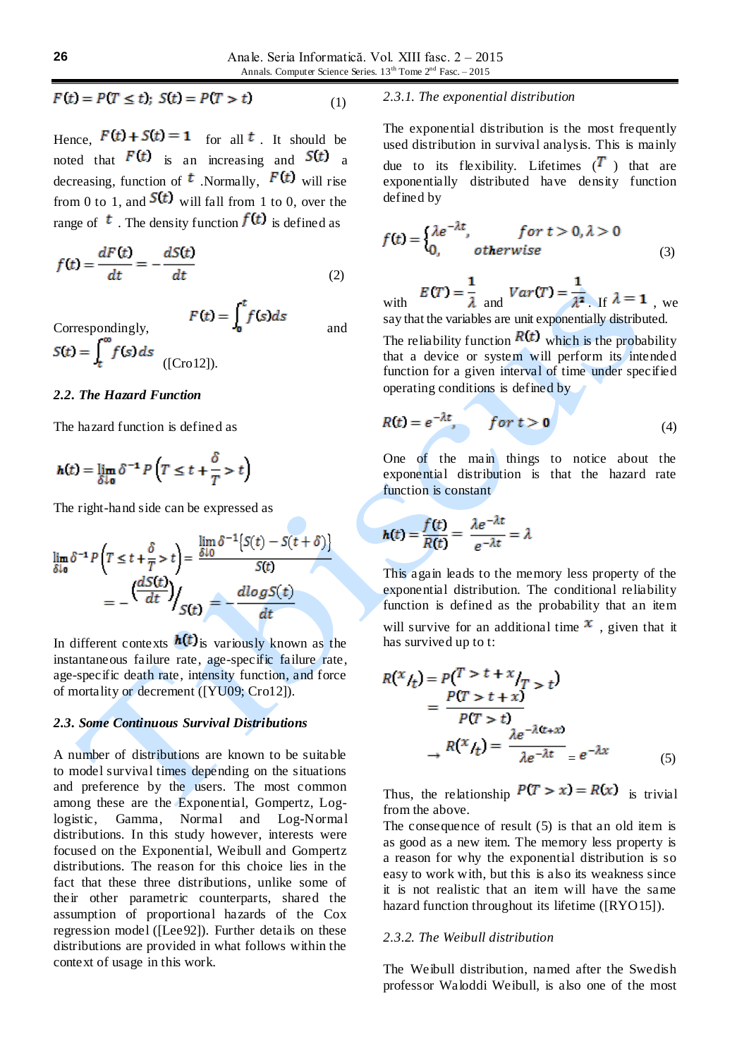$$F(t) = P(T \le t);\; S(t) = P(T > t) \qquad (1)$$

Hence, $F(t) + S(t) = 1$ for all $t$. It should be noted that $F(t)$ is an increasing and $S(t)$ a decreasing, function of $t$. Normally, $F(t)$ will rise from 0 to 1, and $S(t)$ will fall from 1 to 0, over the range of $t$. The density function $f(t)$ is defined as

$$f(t) = \frac{dF(t)}{dt} = -\frac{dS(t)}{dt} \qquad (2)$$

Correspondingly, $F(t) = \int_0^t f(s)ds$ and $S(t) = \int_t^\infty f(s)ds$ ([Cro12]).

### 2.2. The Hazard Function

The hazard function is defined as

$$h(t) = \lim_{\delta \downarrow 0} \delta^{-1} P\left(T \le t + \frac{\delta}{T} > t\right)$$

The right-hand side can be expressed as

$$\lim_{\delta \downarrow 0} \delta^{-1} P\left(T \le t + \frac{\delta}{T} > t\right) = \frac{\lim_{\delta \downarrow 0} \delta^{-1}\{S(t) - S(t+\delta)\}}{S(t)}$$

$$= -\left(\frac{dS(t)}{dt}\right)\Big/_{S(t)} = -\frac{d\log S(t)}{dt}$$

In different contexts $h(t)$ is variously known as the instantaneous failure rate, age-specific failure rate, age-specific death rate, intensity function, and force of mortality or decrement ([YU09; Cro12]).

### 2.3. Some Continuous Survival Distributions

A number of distributions are known to be suitable to model survival times depending on the situations and preference by the users. The most common among these are the Exponential, Gompertz, Log-logistic, Gamma, Normal and Log-Normal distributions. In this study however, interests were focused on the Exponential, Weibull and Gompertz distributions. The reason for this choice lies in the fact that these three distributions, unlike some of their other parametric counterparts, shared the assumption of proportional hazards of the Cox regression model ([Lee92]). Further details on these distributions are provided in what follows within the context of usage in this work.

#### 2.3.1. The exponential distribution

The exponential distribution is the most frequently used distribution in survival analysis. This is mainly due to its flexibility. Lifetimes ($T$) that are exponentially distributed have density function defined by

$$f(t) = \begin{cases} \lambda e^{-\lambda t}, & for\ t > 0, \lambda > 0 \\ 0, & otherwise \end{cases} \qquad (3)$$

with $E(T) = \frac{1}{\lambda}$ and $Var(T) = \frac{1}{\lambda^2}$. If $\lambda = 1$, we say that the variables are unit exponentially distributed.

The reliability function $R(t)$ which is the probability that a device or system will perform its intended function for a given interval of time under specified operating conditions is defined by

$$R(t) = e^{-\lambda t}, \quad for\ t > 0 \qquad (4)$$

One of the main things to notice about the exponential distribution is that the hazard rate function is constant

$$h(t) = \frac{f(t)}{R(t)} = \frac{\lambda e^{-\lambda t}}{e^{-\lambda t}} = \lambda$$

This again leads to the memory less property of the exponential distribution. The conditional reliability function is defined as the probability that an item will survive for an additional time $x$, given that it has survived up to t:

$$R\left({}^{x}/_{t}\right) = P\left({}^{T > t + x}/_{T > t}\right)$$
$$= \frac{P(T > t + x)}{P(T > t)}$$
$$\rightarrow R\left({}^{x}/_{t}\right) = \frac{\lambda e^{-\lambda(t+x)}}{\lambda e^{-\lambda t}} = e^{-\lambda x} \qquad (5)$$

Thus, the relationship $P(T > x) = R(x)$ is trivial from the above.

The consequence of result (5) is that an old item is as good as a new item. The memory less property is a reason for why the exponential distribution is so easy to work with, but this is also its weakness since it is not realistic that an item will have the same hazard function throughout its lifetime ([RYO15]).

#### 2.3.2. The Weibull distribution

The Weibull distribution, named after the Swedish professor Waloddi Weibull, is also one of the most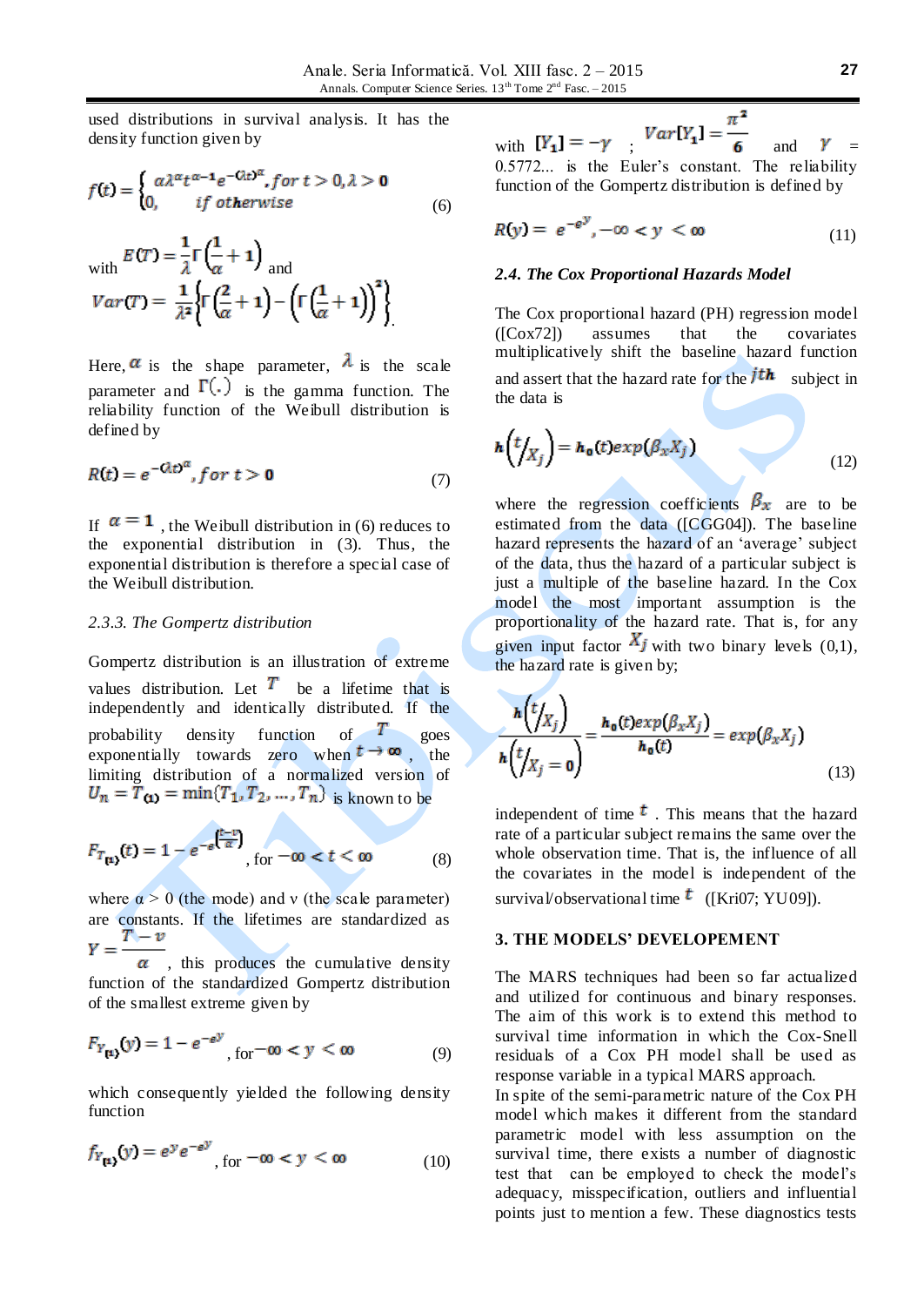used distributions in survival analysis. It has the density function given by

$$f(t) = \begin{cases} \alpha\lambda^{\alpha}t^{\alpha-1}e^{-(\lambda t)^{\alpha}}, for\ t > 0, \lambda > 0 \\ 0, \quad if\ otherwise \end{cases} \tag{6}$$

with $E(T) = \frac{1}{\lambda}\Gamma\left(\frac{1}{\alpha}+1\right)$ and

$$Var(T) = \frac{1}{\lambda^2}\left\{\Gamma\left(\frac{2}{\alpha}+1\right) - \left(\Gamma\left(\frac{1}{\alpha}+1\right)\right)^2\right\}.$$

Here, $\alpha$ is the shape parameter, $\lambda$ is the scale parameter and $\Gamma(.)$ is the gamma function. The reliability function of the Weibull distribution is defined by

$$R(t) = e^{-(\lambda t)^{\alpha}}, for\ t > 0 \tag{7}$$

If $\alpha = 1$, the Weibull distribution in (6) reduces to the exponential distribution in (3). Thus, the exponential distribution is therefore a special case of the Weibull distribution.

### 2.3.3. The Gompertz distribution

Gompertz distribution is an illustration of extreme values distribution. Let $T$ be a lifetime that is independently and identically distributed. If the probability density function of $T$ goes exponentially towards zero when $t \to \infty$, the limiting distribution of a normalized version of $U_n = T_{(1)} = \min\{T_1, T_2, \ldots, T_n\}$ is known to be

$$F_{T_{(1)}}(t) = 1 - e^{-e^{\left(\frac{t-v}{\alpha}\right)}}, \text{ for } -\infty < t < \infty \tag{8}$$

where α > 0 (the mode) and ν (the scale parameter) are constants. If the lifetimes are standardized as $Y = \frac{T-v}{\alpha}$, this produces the cumulative density function of the standardized Gompertz distribution of the smallest extreme given by

$$F_{Y_{(1)}}(y) = 1 - e^{-e^{y}}, \text{ for } -\infty < y < \infty \tag{9}$$

which consequently yielded the following density function

$$f_{Y_{(1)}}(y) = e^{y}e^{-e^{y}}, \text{ for } -\infty < y < \infty \tag{10}$$

with $[Y_1] = -\gamma$ ; $Var[Y_1] = \frac{\pi^2}{6}$ and $\gamma$ = 0.5772... is the Euler's constant. The reliability function of the Gompertz distribution is defined by

$$R(y) = e^{-e^{y}}, -\infty < y < \infty \tag{11}$$

### 2.4. The Cox Proportional Hazards Model

The Cox proportional hazard (PH) regression model ([Cox72]) assumes that the covariates multiplicatively shift the baseline hazard function and assert that the hazard rate for the $j$th subject in the data is

$$h\left(t/X_j\right) = h_0(t)\exp(\beta_x X_j) \tag{12}$$

where the regression coefficients $\beta_x$ are to be estimated from the data ([CGG04]). The baseline hazard represents the hazard of an 'average' subject of the data, thus the hazard of a particular subject is just a multiple of the baseline hazard. In the Cox model the most important assumption is the proportionality of the hazard rate. That is, for any given input factor $X_j$ with two binary levels (0,1), the hazard rate is given by;

$$\frac{h\left(t/X_j\right)}{h\left(t/X_j = 0\right)} = \frac{h_0(t)\exp(\beta_x X_j)}{h_0(t)} = \exp(\beta_x X_j) \tag{13}$$

independent of time $t$. This means that the hazard rate of a particular subject remains the same over the whole observation time. That is, the influence of all the covariates in the model is independent of the survival/observational time $t$ ([Kri07; YU09]).

## 3. THE MODELS' DEVELOPEMENT

The MARS techniques had been so far actualized and utilized for continuous and binary responses. The aim of this work is to extend this method to survival time information in which the Cox-Snell residuals of a Cox PH model shall be used as response variable in a typical MARS approach.

In spite of the semi-parametric nature of the Cox PH model which makes it different from the standard parametric model with less assumption on the survival time, there exists a number of diagnostic test that can be employed to check the model's adequacy, misspecification, outliers and influential points just to mention a few. These diagnostics tests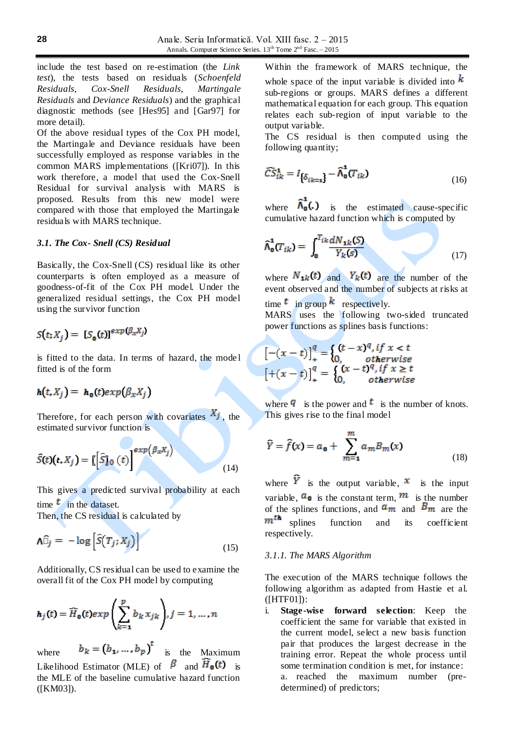include the test based on re-estimation (the *Link test*), the tests based on residuals (*Schoenfeld Residuals, Cox-Snell Residuals, Martingale Residuals* and *Deviance Residuals*) and the graphical diagnostic methods (see [Hes95] and [Gar97] for more detail).

Of the above residual types of the Cox PH model, the Martingale and Deviance residuals have been successfully employed as response variables in the common MARS implementations ([Kri07]). In this work therefore, a model that used the Cox-Snell Residual for survival analysis with MARS is proposed. Results from this new model were compared with those that employed the Martingale residuals with MARS technique.

### *3.1. The Cox- Snell (CS) Residual*

Basically, the Cox-Snell (CS) residual like its other counterparts is often employed as a measure of goodness-of-fit of the Cox PH model. Under the generalized residual settings, the Cox PH model using the survivor function

$$S(t;X_j) = [S_0(t)]^{exp(\beta_x X_j)}$$

is fitted to the data. In terms of hazard, the model fitted is of the form

$$h(t,X_j) = h_0(t)exp(\beta_x X_j)$$

Therefore, for each person with covariates $X_j$, the estimated survivor function is

$$\hat{S}(t)(t,X_j) = [[\hat{S}]_0(t)]^{exp(\beta_x X_j)} \quad (14)$$

This gives a predicted survival probability at each time $t$ in the dataset.

Then, the CS residual is calculated by

$$\hat{\Lambda}_j = -\log\left[\hat{S}(T_j;X_j)\right] \quad (15)$$

Additionally, CS residual can be used to examine the overall fit of the Cox PH model by computing

$$h_j(t) = \hat{H}_0(t)exp\left(\sum_{k=1}^{p} b_k x_{jk}\right), j = 1,\ldots,n$$

where $b_k = (b_1,\ldots,b_p)^t$ is the Maximum Likelihood Estimator (MLE) of $\beta$ and $\hat{H}_0(t)$ is the MLE of the baseline cumulative hazard function ([KM03]).

Within the framework of MARS technique, the whole space of the input variable is divided into $k$ sub-regions or groups. MARS defines a different mathematical equation for each group. This equation relates each sub-region of input variable to the output variable.

The CS residual is then computed using the following quantity;

$$\widehat{CS}_{ik}^{1} = I_{\{\delta_{ik}=1\}} - \hat{\Lambda}_0^1(T_{ik}) \quad (16)$$

where $\hat{\Lambda}_0^1(.)$ is the estimated cause-specific cumulative hazard function which is computed by

$$\hat{\Lambda}_0^1(T_{ik}) = \int_0^{T_{ik}} \frac{dN_{1k}(S)}{Y_k(s)} \quad (17)$$

where $N_{1k}(t)$ and $Y_k(t)$ are the number of the event observed and the number of subjects at risks at time $t$ in group $k$ respectively.

MARS uses the following two-sided truncated power functions as splines basis functions:

$$[-(x-t)]_+^q = \begin{cases} (t-x)^q, & if\ x < t \\ 0, & otherwise \end{cases}$$

$$[+(x-t)]_+^q = \begin{cases} (x-t)^q, & if\ x \geq t \\ 0, & otherwise \end{cases}$$

where $q$ is the power and $t$ is the number of knots.

This gives rise to the final model

$$\hat{Y} = \hat{f}(x) = a_0 + \sum_{m=1}^{m} a_m B_m(x) \quad (18)$$

where $\hat{Y}$ is the output variable, $x$ is the input variable, $a_0$ is the constant term, $m$ is the number of the splines functions, and $a_m$ and $B_m$ are the $m^{th}$ splines function and its coefficient respectively.

#### *3.1.1. The MARS Algorithm*

The execution of the MARS technique follows the following algorithm as adapted from Hastie et al. ([HTF01]):

i. **Stage-wise forward selection**: Keep the coefficient the same for variable that existed in the current model, select a new basis function pair that produces the largest decrease in the training error. Repeat the whole process until some termination condition is met, for instance:
   a. reached the maximum number (pre-determined) of predictors;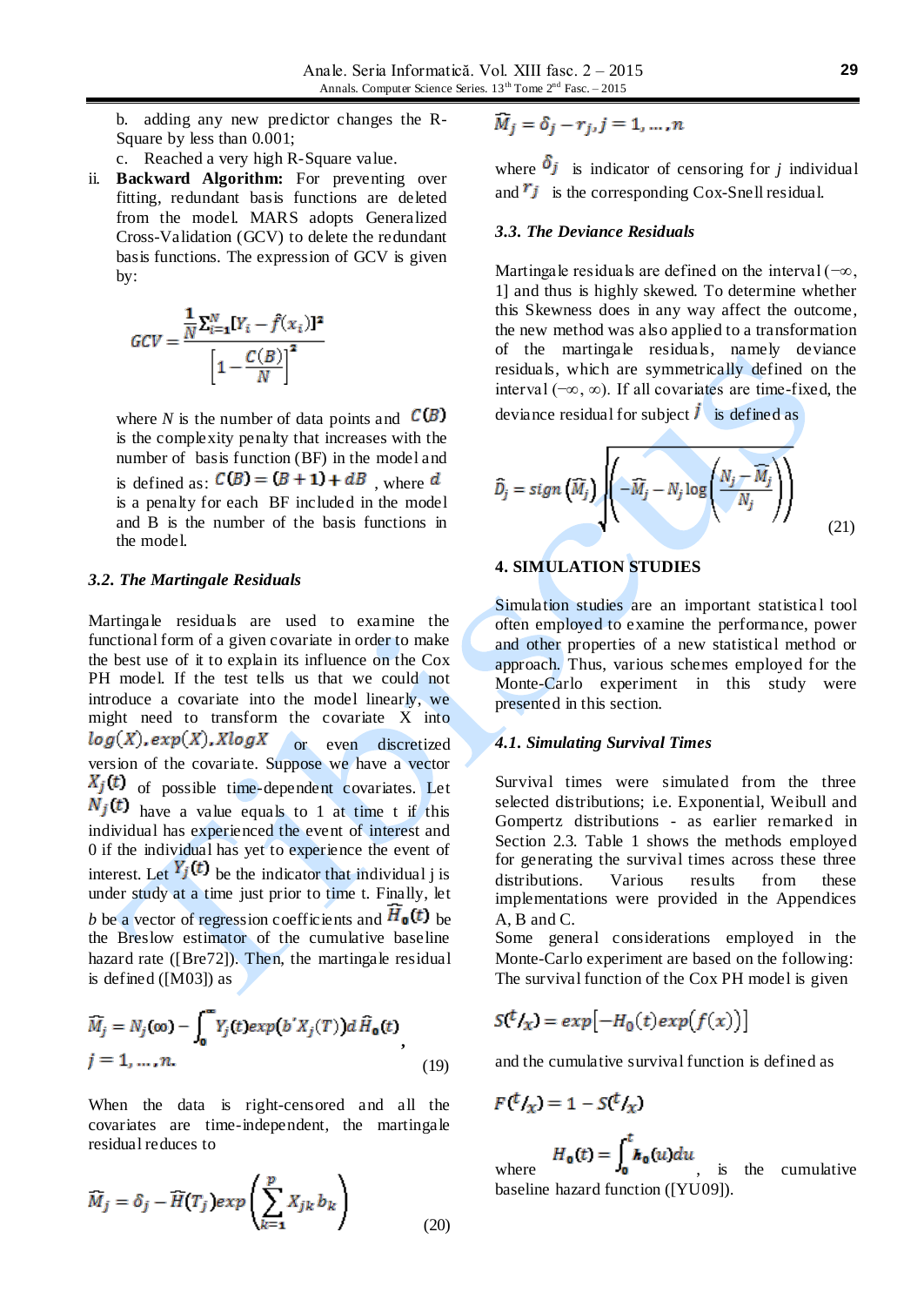b. adding any new predictor changes the R-Square by less than 0.001;

c. Reached a very high R-Square value.

ii. **Backward Algorithm:** For preventing over fitting, redundant basis functions are deleted from the model. MARS adopts Generalized Cross-Validation (GCV) to delete the redundant basis functions. The expression of GCV is given by:

$$GCV = \frac{\frac{1}{N}\sum_{i=1}^{N}[Y_i - \hat{f}(x_i)]^2}{\left[1 - \frac{C(B)}{N}\right]^2}$$

where $N$ is the number of data points and $C(B)$ is the complexity penalty that increases with the number of basis function (BF) in the model and is defined as: $C(B) = (B+1) + dB$ , where $d$ is a penalty for each BF included in the model and B is the number of the basis functions in the model.

### 3.2. The Martingale Residuals

Martingale residuals are used to examine the functional form of a given covariate in order to make the best use of it to explain its influence on the Cox PH model. If the test tells us that we could not introduce a covariate into the model linearly, we might need to transform the covariate X into $log(X), exp(X), XlogX$ or even discretized version of the covariate. Suppose we have a vector $X_j(t)$ of possible time-dependent covariates. Let $N_j(t)$ have a value equals to 1 at time t if this individual has experienced the event of interest and 0 if the individual has yet to experience the event of interest. Let $Y_j(t)$ be the indicator that individual j is under study at a time just prior to time t. Finally, let $b$ be a vector of regression coefficients and $\widehat{H}_0(t)$ be the Breslow estimator of the cumulative baseline hazard rate ([Bre72]). Then, the martingale residual is defined ([M03]) as

$$\widehat{M}_j = N_j(\infty) - \int_0^{\infty} Y_j(t) exp(b' X_j(T)) d\widehat{H}_0(t), \quad j = 1, \dots, n. \tag{19}$$

When the data is right-censored and all the covariates are time-independent, the martingale residual reduces to

$$\widehat{M}_j = \delta_j - \widehat{H}(T_j) exp\left(\sum_{k=1}^{p} X_{jk} b_k\right) \tag{20}$$

$$\widehat{M}_j = \delta_j - r_j, j = 1, \dots, n$$

where $\delta_j$ is indicator of censoring for $j$ individual and $r_j$ is the corresponding Cox-Snell residual.

### 3.3. The Deviance Residuals

Martingale residuals are defined on the interval $(-\infty, 1]$ and thus is highly skewed. To determine whether this Skewness does in any way affect the outcome, the new method was also applied to a transformation of the martingale residuals, namely deviance residuals, which are symmetrically defined on the interval $(-\infty, \infty)$. If all covariates are time-fixed, the deviance residual for subject $j$ is defined as

$$\widehat{D}_j = sign\left(\widehat{M}_j\right)\sqrt{\left(-\widehat{M}_j - N_j \log\left(\frac{N_j - \widehat{M}_j}{N_j}\right)\right)} \tag{21}$$

## 4. SIMULATION STUDIES

Simulation studies are an important statistical tool often employed to examine the performance, power and other properties of a new statistical method or approach. Thus, various schemes employed for the Monte-Carlo experiment in this study were presented in this section.

### 4.1. Simulating Survival Times

Survival times were simulated from the three selected distributions; i.e. Exponential, Weibull and Gompertz distributions - as earlier remarked in Section 2.3. Table 1 shows the methods employed for generating the survival times across these three distributions. Various results from these implementations were provided in the Appendices A, B and C.

Some general considerations employed in the Monte-Carlo experiment are based on the following: The survival function of the Cox PH model is given

$$S(t/x) = exp\left[-H_0(t) exp\left(f(x)\right)\right]$$

and the cumulative survival function is defined as

$$F(t/x) = 1 - S(t/x)$$

where $H_0(t) = \int_0^t h_0(u)du$ , is the cumulative baseline hazard function ([YU09]).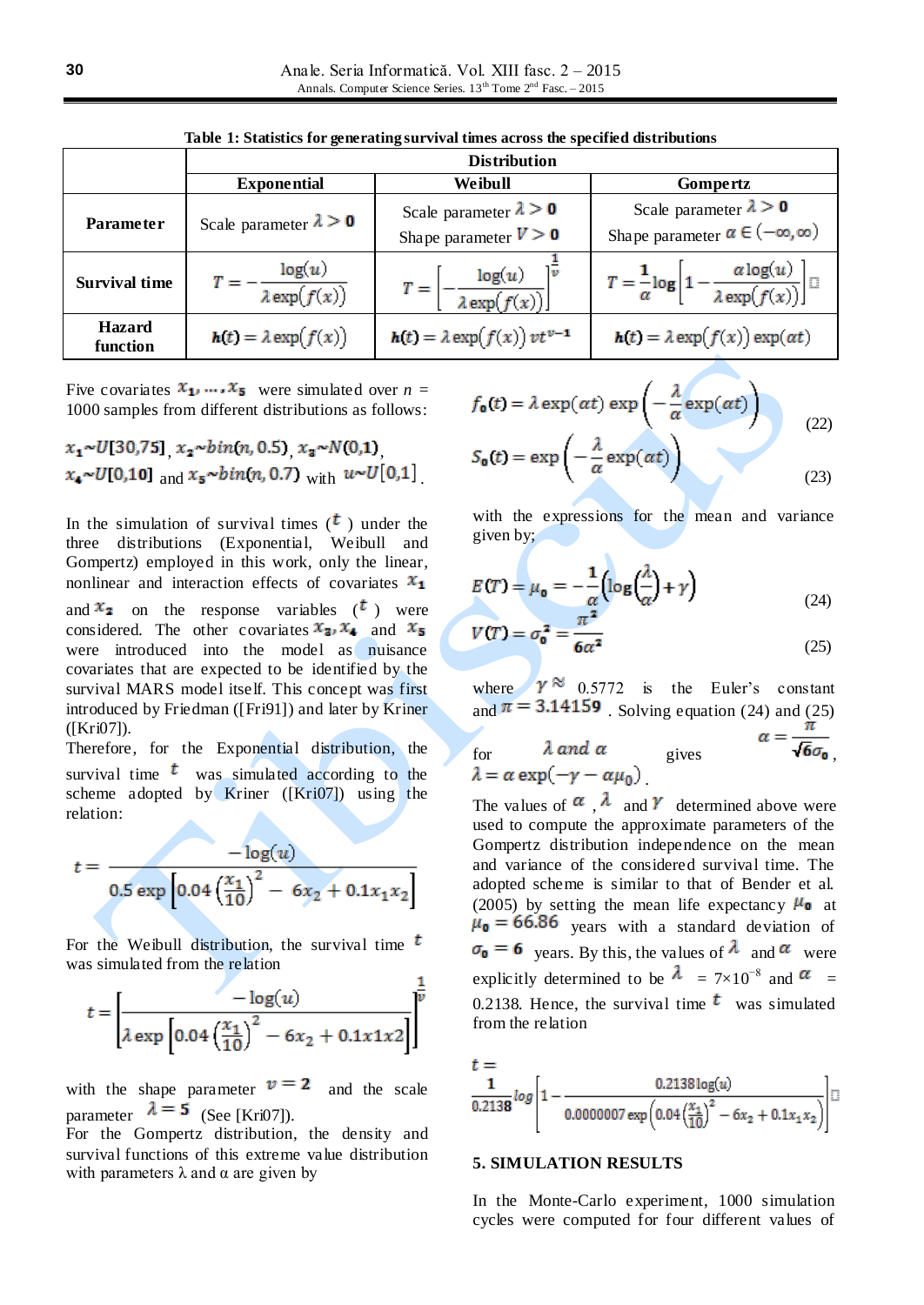**Table 1: Statistics for generating survival times across the specified distributions**

| | Distribution | | |
|---|---|---|---|
| | **Exponential** | **Weibull** | **Gompertz** |
| **Parameter** | Scale parameter $\lambda > 0$ | Scale parameter $\lambda > 0$ Shape parameter $\nu > 0$ | Scale parameter $\lambda > 0$ Shape parameter $\alpha \in (-\infty, \infty)$ |
| **Survival time** | $T = -\frac{\log(u)}{\lambda \exp(f(x))}$ | $T = \left[-\frac{\log(u)}{\lambda \exp(f(x))}\right]^{\frac{1}{\nu}}$ | $T = \frac{1}{\alpha}\log\left[1 - \frac{\alpha \log(u)}{\lambda \exp(f(x))}\right]$ |
| **Hazard function** | $h(t) = \lambda \exp(f(x))$ | $h(t) = \lambda \exp(f(x))\, \nu t^{\nu-1}$ | $h(t) = \lambda \exp(f(x)) \exp(\alpha t)$ |

Five covariates $x_1, \dots, x_5$ were simulated over $n$ = 1000 samples from different distributions as follows:

$x_1 \sim U[30,75]$, $x_2 \sim bin(n, 0.5)$, $x_3 \sim N(0,1)$, $x_4 \sim U[0,10]$ and $x_5 \sim bin(n, 0.7)$ with $u \sim U[0,1]$.

In the simulation of survival times ($t$) under the three distributions (Exponential, Weibull and Gompertz) employed in this work, only the linear, nonlinear and interaction effects of covariates $x_1$ and $x_2$ on the response variables ($t$) were considered. The other covariates $x_3, x_4$ and $x_5$ were introduced into the model as nuisance covariates that are expected to be identified by the survival MARS model itself. This concept was first introduced by Friedman ([Fri91]) and later by Kriner ([Kri07]).

Therefore, for the Exponential distribution, the survival time $t$ was simulated according to the scheme adopted by Kriner ([Kri07]) using the relation:

$$t = \frac{-\log(u)}{0.5 \exp\left[0.04\left(\frac{x_1}{10}\right)^2 - 6x_2 + 0.1x_1x_2\right]}$$

For the Weibull distribution, the survival time $t$ was simulated from the relation

$$t = \left[\frac{-\log(u)}{\lambda \exp\left[0.04\left(\frac{x_1}{10}\right)^2 - 6x_2 + 0.1x1x2\right]}\right]^{\frac{1}{\nu}}$$

with the shape parameter $\nu = 2$ and the scale parameter $\lambda = 5$ (See [Kri07]).

For the Gompertz distribution, the density and survival functions of this extreme value distribution with parameters λ and α are given by

$$f_0(t) = \lambda \exp(\alpha t) \exp\left(-\frac{\lambda}{\alpha}\exp(\alpha t)\right) \quad (22)$$

$$S_0(t) = \exp\left(-\frac{\lambda}{\alpha}\exp(\alpha t)\right) \quad (23)$$

with the expressions for the mean and variance given by;

$$E(T) = \mu_0 = -\frac{1}{\alpha}\left(\log\left(\frac{\lambda}{\alpha}\right) + \gamma\right) \quad (24)$$

$$V(T) = \sigma_0^2 = \frac{\pi^2}{6\alpha^2} \quad (25)$$

where $\gamma \approx$ 0.5772 is the Euler's constant and $\pi = 3.14159$. Solving equation (24) and (25) for $\lambda$ *and* $\alpha$ gives $\alpha = \frac{\pi}{\sqrt{6}\sigma_0}$, $\lambda = \alpha \exp(-\gamma - \alpha\mu_0)$.

The values of $\alpha$, $\lambda$ and $\gamma$ determined above were used to compute the approximate parameters of the Gompertz distribution independence on the mean and variance of the considered survival time. The adopted scheme is similar to that of Bender et al. (2005) by setting the mean life expectancy $\mu_0$ at $\mu_0 = 66.86$ years with a standard deviation of $\sigma_0 = 6$ years. By this, the values of $\lambda$ and $\alpha$ were explicitly determined to be $\lambda$ = 7×10$^{-8}$ and $\alpha$ = 0.2138. Hence, the survival time $t$ was simulated from the relation

$$t = \frac{1}{0.2138}\log\left[1 - \frac{0.2138\log(u)}{0.0000007\exp\left(0.04\left(\frac{x_1}{10}\right)^2 - 6x_2 + 0.1x_1x_2\right)}\right]$$

## 5. SIMULATION RESULTS

In the Monte-Carlo experiment, 1000 simulation cycles were computed for four different values of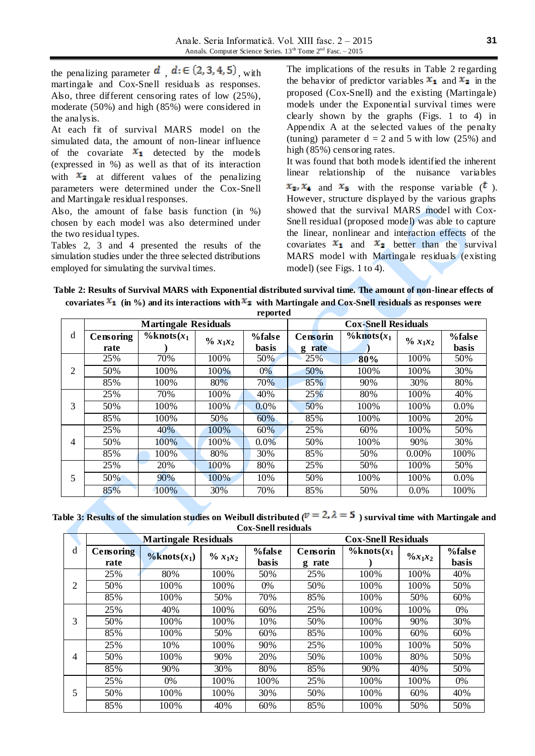the penalizing parameter $d$ , $d: \in \{2,3,4,5\}$ , with martingale and Cox-Snell residuals as responses. Also, three different censoring rates of low (25%), moderate (50%) and high (85%) were considered in the analysis.

At each fit of survival MARS model on the simulated data, the amount of non-linear influence of the covariate $x_1$ detected by the models (expressed in %) as well as that of its interaction with $x_2$ at different values of the penalizing parameters were determined under the Cox-Snell and Martingale residual responses.

Also, the amount of false basis function (in %) chosen by each model was also determined under the two residual types.

Tables 2, 3 and 4 presented the results of the simulation studies under the three selected distributions employed for simulating the survival times.

The implications of the results in Table 2 regarding the behavior of predictor variables $x_1$ and $x_2$ in the proposed (Cox-Snell) and the existing (Martingale) models under the Exponential survival times were clearly shown by the graphs (Figs. 1 to 4) in Appendix A at the selected values of the penalty (tuning) parameter d = 2 and 5 with low (25%) and high (85%) censoring rates.

It was found that both models identified the inherent linear relationship of the nuisance variables $x_3, x_4$ and $x_5$ with the response variable ($t$). However, structure displayed by the various graphs showed that the survival MARS model with Cox-Snell residual (proposed model) was able to capture the linear, nonlinear and interaction effects of the covariates $x_1$ and $x_2$ better than the survival MARS model with Martingale residuals (existing model) (see Figs. 1 to 4).

**Table 2: Results of Survival MARS with Exponential distributed survival time. The amount of non-linear effects of covariates $x_1$ (in %) and its interactions with $x_2$ with Martingale and Cox-Snell residuals as responses were reported**

| d | Martingale Residuals | | | | Cox-Snell Residuals | | | |
|---|---|---|---|---|---|---|---|---|
| | Censoring rate | %knots($x_1$) | % $x_1x_2$ | %false basis | Censoring rate | %knots($x_1$) | % $x_1x_2$ | %false basis |
| 2 | 25% | 70% | 100% | 50% | 25% | **80%** | 100% | 50% |
| | 50% | 100% | 100% | 0% | 50% | 100% | 100% | 30% |
| | 85% | 100% | 80% | 70% | 85% | 90% | 30% | 80% |
| 3 | 25% | 70% | 100% | 40% | 25% | 80% | 100% | 40% |
| | 50% | 100% | 100% | 0.0% | 50% | 100% | 100% | 0.0% |
| | 85% | 100% | 50% | 60% | 85% | 100% | 100% | 20% |
| 4 | 25% | 40% | 100% | 60% | 25% | 60% | 100% | 50% |
| | 50% | 100% | 100% | 0.0% | 50% | 100% | 90% | 30% |
| | 85% | 100% | 80% | 30% | 85% | 50% | 0.00% | 100% |
| 5 | 25% | 20% | 100% | 80% | 25% | 50% | 100% | 50% |
| | 50% | 90% | 100% | 10% | 50% | 100% | 100% | 0.0% |
| | 85% | 100% | 30% | 70% | 85% | 50% | 0.0% | 100% |

**Table 3: Results of the simulation studies on Weibull distributed ($v = 2, \lambda = 5$) survival time with Martingale and Cox-Snell residuals**

| d | Martingale Residuals | | | | Cox-Snell Residuals | | | |
|---|---|---|---|---|---|---|---|---|
| | Censoring rate | %knots($x_1$) | % $x_1x_2$ | %false basis | Censoring rate | %knots($x_1$) | %$x_1x_2$ | %false basis |
| 2 | 25% | 80% | 100% | 50% | 25% | 100% | 100% | 40% |
| | 50% | 100% | 100% | 0% | 50% | 100% | 100% | 50% |
| | 85% | 100% | 50% | 70% | 85% | 100% | 50% | 60% |
| 3 | 25% | 40% | 100% | 60% | 25% | 100% | 100% | 0% |
| | 50% | 100% | 100% | 10% | 50% | 100% | 90% | 30% |
| | 85% | 100% | 50% | 60% | 85% | 100% | 60% | 60% |
| 4 | 25% | 10% | 100% | 90% | 25% | 100% | 100% | 50% |
| | 50% | 100% | 90% | 20% | 50% | 100% | 80% | 50% |
| | 85% | 90% | 30% | 80% | 85% | 90% | 40% | 50% |
| 5 | 25% | 0% | 100% | 100% | 25% | 100% | 100% | 0% |
| | 50% | 100% | 100% | 30% | 50% | 100% | 60% | 40% |
| | 85% | 100% | 40% | 60% | 85% | 100% | 50% | 50% |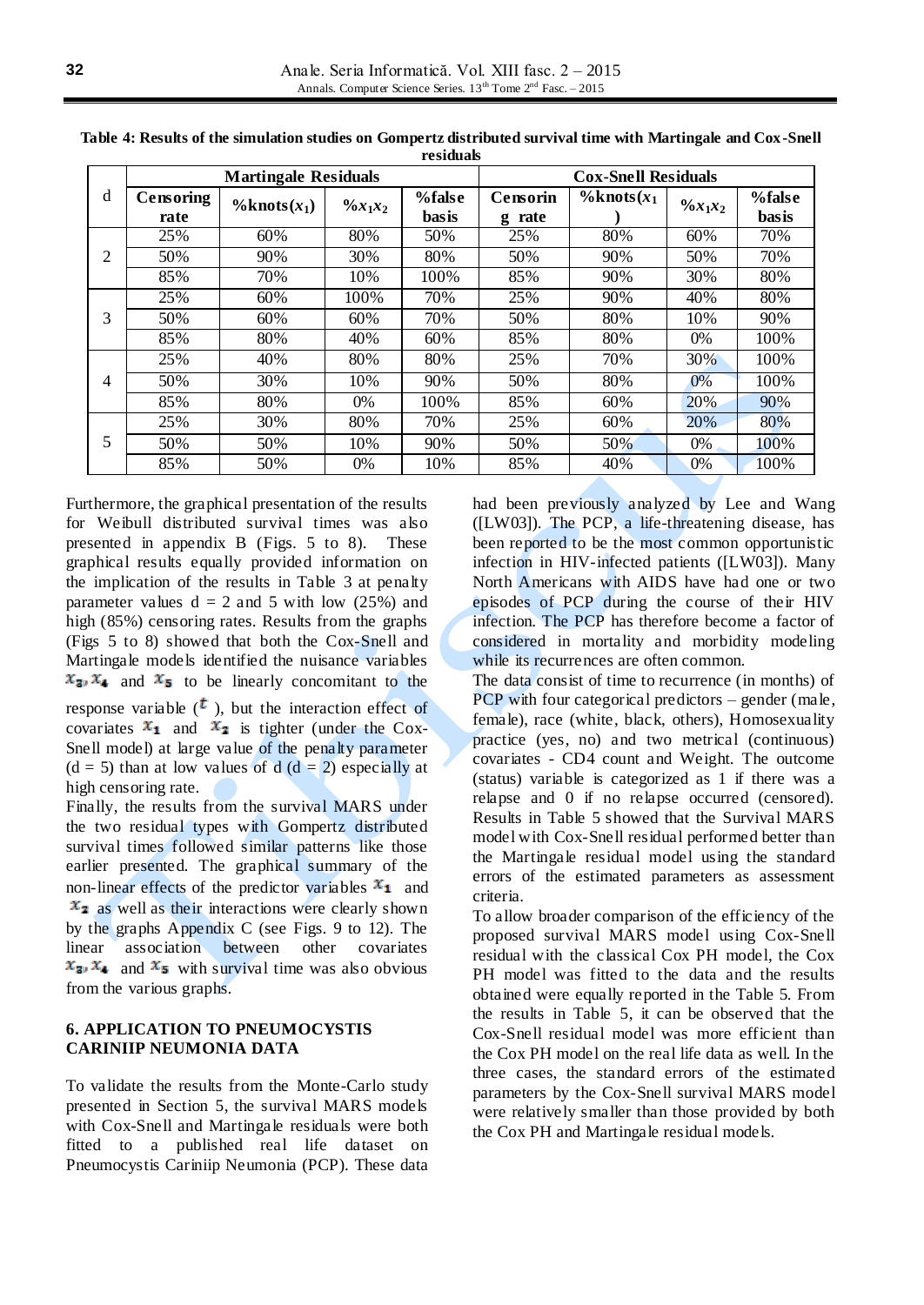**Table 4: Results of the simulation studies on Gompertz distributed survival time with Martingale and Cox-Snell residuals**

| d | Martingale Residuals | | | | Cox-Snell Residuals | | | |
|---|---|---|---|---|---|---|---|---|
| | Censoring rate | %knots($x_1$) | %$x_1x_2$ | %false basis | Censoring rate | %knots($x_1$) | %$x_1x_2$ | %false basis |
| 2 | 25% | 60% | 80% | 50% | 25% | 80% | 60% | 70% |
| | 50% | 90% | 30% | 80% | 50% | 90% | 50% | 70% |
| | 85% | 70% | 10% | 100% | 85% | 90% | 30% | 80% |
| 3 | 25% | 60% | 100% | 70% | 25% | 90% | 40% | 80% |
| | 50% | 60% | 60% | 70% | 50% | 80% | 10% | 90% |
| | 85% | 80% | 40% | 60% | 85% | 80% | 0% | 100% |
| 4 | 25% | 40% | 80% | 80% | 25% | 70% | 30% | 100% |
| | 50% | 30% | 10% | 90% | 50% | 80% | 0% | 100% |
| | 85% | 80% | 0% | 100% | 85% | 60% | 20% | 90% |
| 5 | 25% | 30% | 80% | 70% | 25% | 60% | 20% | 80% |
| | 50% | 50% | 10% | 90% | 50% | 50% | 0% | 100% |
| | 85% | 50% | 0% | 10% | 85% | 40% | 0% | 100% |

Furthermore, the graphical presentation of the results for Weibull distributed survival times was also presented in appendix B (Figs. 5 to 8). These graphical results equally provided information on the implication of the results in Table 3 at penalty parameter values d = 2 and 5 with low (25%) and high (85%) censoring rates. Results from the graphs (Figs 5 to 8) showed that both the Cox-Snell and Martingale models identified the nuisance variables $x_3, x_4$ and $x_5$ to be linearly concomitant to the response variable ($t$), but the interaction effect of covariates $x_1$ and $x_2$ is tighter (under the Cox-Snell model) at large value of the penalty parameter (d = 5) than at low values of d (d = 2) especially at high censoring rate.

Finally, the results from the survival MARS under the two residual types with Gompertz distributed survival times followed similar patterns like those earlier presented. The graphical summary of the non-linear effects of the predictor variables $x_1$ and $x_2$ as well as their interactions were clearly shown by the graphs Appendix C (see Figs. 9 to 12). The linear association between other covariates $x_3, x_4$ and $x_5$ with survival time was also obvious from the various graphs.

## 6. APPLICATION TO PNEUMOCYSTIS CARINIIP NEUMONIA DATA

To validate the results from the Monte-Carlo study presented in Section 5, the survival MARS models with Cox-Snell and Martingale residuals were both fitted to a published real life dataset on Pneumocystis Cariniip Neumonia (PCP). These data had been previously analyzed by Lee and Wang ([LW03]). The PCP, a life-threatening disease, has been reported to be the most common opportunistic infection in HIV-infected patients ([LW03]). Many North Americans with AIDS have had one or two episodes of PCP during the course of their HIV infection. The PCP has therefore become a factor of considered in mortality and morbidity modeling while its recurrences are often common.

The data consist of time to recurrence (in months) of PCP with four categorical predictors – gender (male, female), race (white, black, others), Homosexuality practice (yes, no) and two metrical (continuous) covariates - CD4 count and Weight. The outcome (status) variable is categorized as 1 if there was a relapse and 0 if no relapse occurred (censored). Results in Table 5 showed that the Survival MARS model with Cox-Snell residual performed better than the Martingale residual model using the standard errors of the estimated parameters as assessment criteria.

To allow broader comparison of the efficiency of the proposed survival MARS model using Cox-Snell residual with the classical Cox PH model, the Cox PH model was fitted to the data and the results obtained were equally reported in the Table 5. From the results in Table 5, it can be observed that the Cox-Snell residual model was more efficient than the Cox PH model on the real life data as well. In the three cases, the standard errors of the estimated parameters by the Cox-Snell survival MARS model were relatively smaller than those provided by both the Cox PH and Martingale residual models.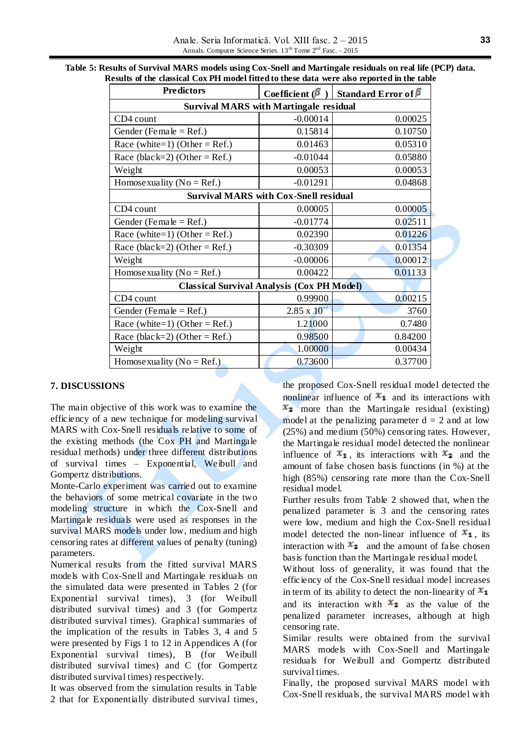**Table 5: Results of Survival MARS models using Cox-Snell and Martingale residuals on real life (PCP) data. Results of the classical Cox PH model fitted to these data were also reported in the table**

| Predictors | Coefficient ($\beta$) | Standard Error of $\beta$ |
|---|---|---|
| **Survival MARS with Martingale residual** | | |
| CD4 count | -0.00014 | 0.00025 |
| Gender (Female = Ref.) | 0.15814 | 0.10750 |
| Race (white=1) (Other = Ref.) | 0.01463 | 0.05310 |
| Race (black=2) (Other = Ref.) | -0.01044 | 0.05880 |
| Weight | 0.00053 | 0.00053 |
| Homosexuality (No = Ref.) | -0.01291 | 0.04868 |
| **Survival MARS with Cox-Snell residual** | | |
| CD4 count | 0.00005 | 0.00005 |
| Gender (Female = Ref.) | -0.01774 | 0.02511 |
| Race (white=1) (Other = Ref.) | 0.02390 | 0.01226 |
| Race (black=2) (Other = Ref.) | -0.30309 | 0.01354 |
| Weight | -0.00006 | 0.00012 |
| Homosexuality (No = Ref.) | 0.00422 | 0.01133 |
| **Classical Survival Analysis (Cox PH Model)** | | |
| CD4 count | 0.99900 | 0.00215 |
| Gender (Female = Ref.) | $2.85 \times 10^{-7}$ | 3760 |
| Race (white=1) (Other = Ref.) | 1.21000 | 0.7480 |
| Race (black=2) (Other = Ref.) | 0.98500 | 0.84200 |
| Weight | 1.00000 | 0.00434 |
| Homosexuality (No = Ref.) | 0.73600 | 0.37700 |

## 7. DISCUSSIONS

The main objective of this work was to examine the efficiency of a new technique for modeling survival MARS with Cox-Snell residuals relative to some of the existing methods (the Cox PH and Martingale residual methods) under three different distributions of survival times – Exponential, Weibull and Gompertz distributions.

Monte-Carlo experiment was carried out to examine the behaviors of some metrical covariate in the two modeling structure in which the Cox-Snell and Martingale residuals were used as responses in the survival MARS models under low, medium and high censoring rates at different values of penalty (tuning) parameters.

Numerical results from the fitted survival MARS models with Cox-Snell and Martingale residuals on the simulated data were presented in Tables 2 (for Exponential survival times), 3 (for Weibull distributed survival times) and 3 (for Gompertz distributed survival times). Graphical summaries of the implication of the results in Tables 3, 4 and 5 were presented by Figs 1 to 12 in Appendices A (for Exponential survival times), B (for Weibull distributed survival times) and C (for Gompertz distributed survival times) respectively.

It was observed from the simulation results in Table 2 that for Exponentially distributed survival times, the proposed Cox-Snell residual model detected the nonlinear influence of $x_1$ and its interactions with $x_2$ more than the Martingale residual (existing) model at the penalizing parameter d = 2 and at low (25%) and medium (50%) censoring rates. However, the Martingale residual model detected the nonlinear influence of $x_1$, its interactions with $x_2$ and the amount of false chosen basis functions (in %) at the high (85%) censoring rate more than the Cox-Snell residual model.

Further results from Table 2 showed that, when the penalized parameter is 3 and the censoring rates were low, medium and high the Cox-Snell residual model detected the non-linear influence of $x_1$, its interaction with $x_2$ and the amount of false chosen basis function than the Martingale residual model.

Without loss of generality, it was found that the efficiency of the Cox-Snell residual model increases in term of its ability to detect the non-linearity of $x_1$ and its interaction with $x_2$ as the value of the penalized parameter increases, although at high censoring rate.

Similar results were obtained from the survival MARS models with Cox-Snell and Martingale residuals for Weibull and Gompertz distributed survival times.

Finally, the proposed survival MARS model with Cox-Snell residuals, the survival MARS model with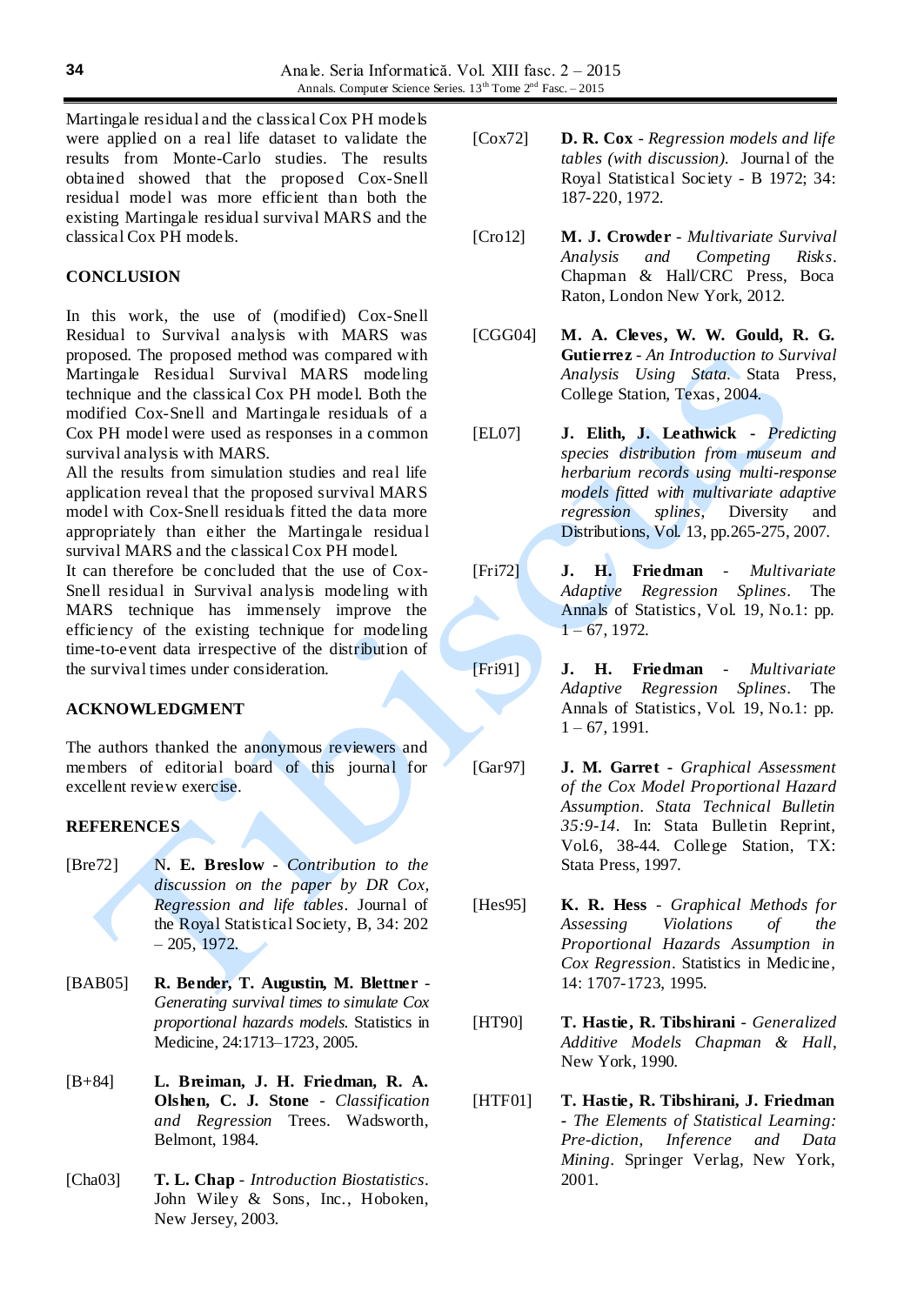Martingale residual and the classical Cox PH models were applied on a real life dataset to validate the results from Monte-Carlo studies. The results obtained showed that the proposed Cox-Snell residual model was more efficient than both the existing Martingale residual survival MARS and the classical Cox PH models.

## CONCLUSION

In this work, the use of (modified) Cox-Snell Residual to Survival analysis with MARS was proposed. The proposed method was compared with Martingale Residual Survival MARS modeling technique and the classical Cox PH model. Both the modified Cox-Snell and Martingale residuals of a Cox PH model were used as responses in a common survival analysis with MARS.

All the results from simulation studies and real life application reveal that the proposed survival MARS model with Cox-Snell residuals fitted the data more appropriately than either the Martingale residual survival MARS and the classical Cox PH model.

It can therefore be concluded that the use of Cox-Snell residual in Survival analysis modeling with MARS technique has immensely improve the efficiency of the existing technique for modeling time-to-event data irrespective of the distribution of the survival times under consideration.

## ACKNOWLEDGMENT

The authors thanked the anonymous reviewers and members of editorial board of this journal for excellent review exercise.

## REFERENCES

[Bre72] **N. E. Breslow** - *Contribution to the discussion on the paper by DR Cox, Regression and life tables*. Journal of the Royal Statistical Society, B, 34: 202 – 205, 1972.

[BAB05] **R. Bender, T. Augustin, M. Blettner** - *Generating survival times to simulate Cox proportional hazards models*. Statistics in Medicine, 24:1713–1723, 2005.

[B+84] **L. Breiman, J. H. Friedman, R. A. Olshen, C. J. Stone** - *Classification and Regression* Trees. Wadsworth, Belmont, 1984.

[Cha03] **T. L. Chap** - *Introduction Biostatistics*. John Wiley & Sons, Inc., Hoboken, New Jersey, 2003.

[Cox72] **D. R. Cox** - *Regression models and life tables (with discussion).* Journal of the Royal Statistical Society - B 1972; 34: 187-220, 1972.

[Cro12] **M. J. Crowder** - *Multivariate Survival Analysis and Competing Risks*. Chapman & Hall/CRC Press, Boca Raton, London New York, 2012.

[CGG04] **M. A. Cleves, W. W. Gould, R. G. Gutierrez** - *An Introduction to Survival Analysis Using Stata*. Stata Press, College Station, Texas, 2004.

[EL07] **J. Elith, J. Leathwick** - *Predicting species distribution from museum and herbarium records using multi-response models fitted with multivariate adaptive regression splines*, Diversity and Distributions, Vol. 13, pp.265-275, 2007.

[Fri72] **J. H. Friedman** - *Multivariate Adaptive Regression Splines*. The Annals of Statistics, Vol. 19, No.1: pp. 1 – 67, 1972.

[Fri91] **J. H. Friedman** - *Multivariate Adaptive Regression Splines*. The Annals of Statistics, Vol. 19, No.1: pp. 1 – 67, 1991.

[Gar97] **J. M. Garret** - *Graphical Assessment of the Cox Model Proportional Hazard Assumption. Stata Technical Bulletin 35:9-14*. In: Stata Bulletin Reprint, Vol.6, 38-44. College Station, TX: Stata Press, 1997.

[Hes95] **K. R. Hess** - *Graphical Methods for Assessing Violations of the Proportional Hazards Assumption in Cox Regression*. Statistics in Medicine, 14: 1707-1723, 1995.

[HT90] **T. Hastie, R. Tibshirani** - *Generalized Additive Models Chapman & Hall*, New York, 1990.

[HTF01] **T. Hastie, R. Tibshirani, J. Friedman** - *The Elements of Statistical Learning: Pre-diction, Inference and Data Mining*. Springer Verlag, New York, 2001.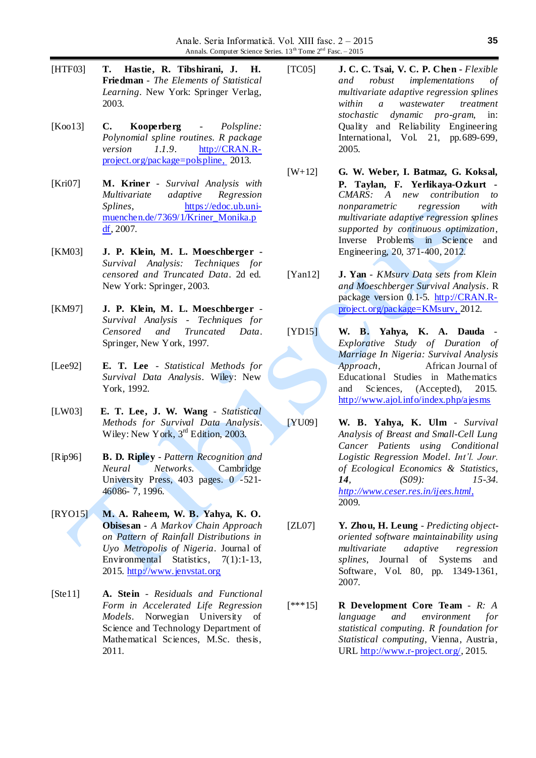[HTF03] **T. Hastie, R. Tibshirani, J. H. Friedman** - *The Elements of Statistical Learning*. New York: Springer Verlag, 2003.

[Koo13] **C. Kooperberg** - *Polspline: Polynomial spline routines. R package version 1.1.9*. http://CRAN.R-project.org/package=polspline, 2013.

[Kri07] **M. Kriner** - *Survival Analysis with Multivariate adaptive Regression Splines*, https://edoc.ub.uni-muenchen.de/7369/1/Kriner_Monika.pdf, 2007.

[KM03] **J. P. Klein, M. L. Moeschberger** - *Survival Analysis: Techniques for censored and Truncated Data*. 2d ed. New York: Springer, 2003.

[KM97] **J. P. Klein, M. L. Moeschberger** - *Survival Analysis - Techniques for Censored and Truncated Data*. Springer, New York, 1997.

[Lee92] **E. T. Lee** - *Statistical Methods for Survival Data Analysis*. Wiley: New York, 1992.

[LW03] **E. T. Lee, J. W. Wang** - *Statistical Methods for Survival Data Analysis*. Wiley: New York, 3rd Edition, 2003.

[Rip96] **B. D. Ripley** - *Pattern Recognition and Neural Networks*. Cambridge University Press, 403 pages. 0 -521-46086- 7, 1996.

[RYO15] **M. A. Raheem, W. B. Yahya, K. O. Obisesan** - *A Markov Chain Approach on Pattern of Rainfall Distributions in Uyo Metropolis of Nigeria*. Journal of Environmental Statistics, 7(1):1-13, 2015. http://www.jenvstat.org

[Ste11] **A. Stein** - *Residuals and Functional Form in Accelerated Life Regression Models*. Norwegian University of Science and Technology Department of Mathematical Sciences, M.Sc. thesis, 2011.

[TC05] **J. C. C. Tsai, V. C. P. Chen** - *Flexible and robust implementations of multivariate adaptive regression splines within a wastewater treatment stochastic dynamic pro-gram*, in: Quality and Reliability Engineering International, Vol. 21, pp.689-699, 2005.

[W+12] **G. W. Weber, I. Batmaz, G. Koksal, P. Taylan, F. Yerlikaya-Ozkurt** - *CMARS: A new contribution to nonparametric regression with multivariate adaptive regression splines supported by continuous optimization*, Inverse Problems in Science and Engineering, 20, 371-400, 2012.

[Yan12] **J. Yan** - *KMsurv Data sets from Klein and Moeschberger Survival Analysis*. R package version 0.1-5. http://CRAN.R-project.org/package=KMsurv, 2012.

[YD15] **W. B. Yahya, K. A. Dauda** - *Explorative Study of Duration of Marriage In Nigeria: Survival Analysis Approach*, African Journal of Educational Studies in Mathematics and Sciences, (Accepted), 2015. http://www.ajol.info/index.php/ajesms

[YU09] **W. B. Yahya, K. Ulm** - *Survival Analysis of Breast and Small-Cell Lung Cancer Patients using Conditional Logistic Regression Model. Int'l. Jour. of Ecological Economics & Statistics*, ***14***, *(S09): 15-34. http://www.ceser.res.in/ijees.html,* 2009.

[ZL07] **Y. Zhou, H. Leung** - *Predicting object-oriented software maintainability using multivariate adaptive regression splines*, Journal of Systems and Software, Vol. 80, pp. 1349-1361, 2007.

[***15] **R Development Core Team** - *R: A language and environment for statistical computing. R foundation for Statistical computing*, Vienna, Austria, URL http://www.r-project.org/, 2015.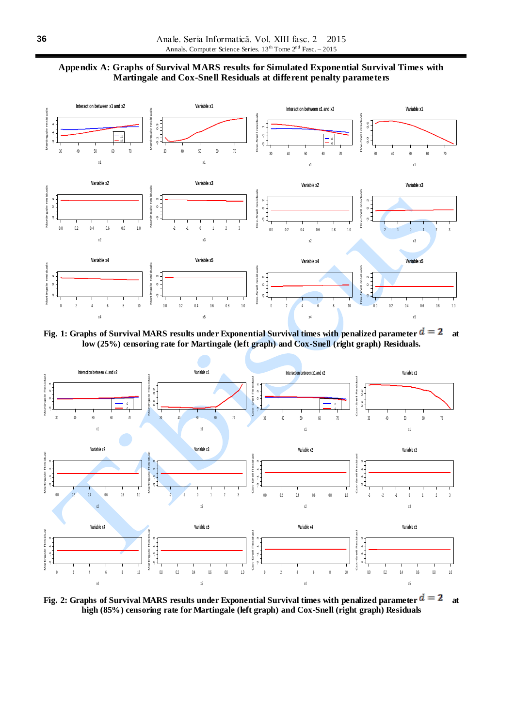## Appendix A: Graphs of Survival MARS results for Simulated Exponential Survival Times with Martingale and Cox-Snell Residuals at different penalty parameters

**Fig. 1: Graphs of Survival MARS results under Exponential Survival times with penalized parameter $d = 2$ at low (25%) censoring rate for Martingale (left graph) and Cox-Snell (right graph) Residuals.**

**Fig. 2: Graphs of Survival MARS results under Exponential Survival times with penalized parameter $d = 2$ at high (85%) censoring rate for Martingale (left graph) and Cox-Snell (right graph) Residuals**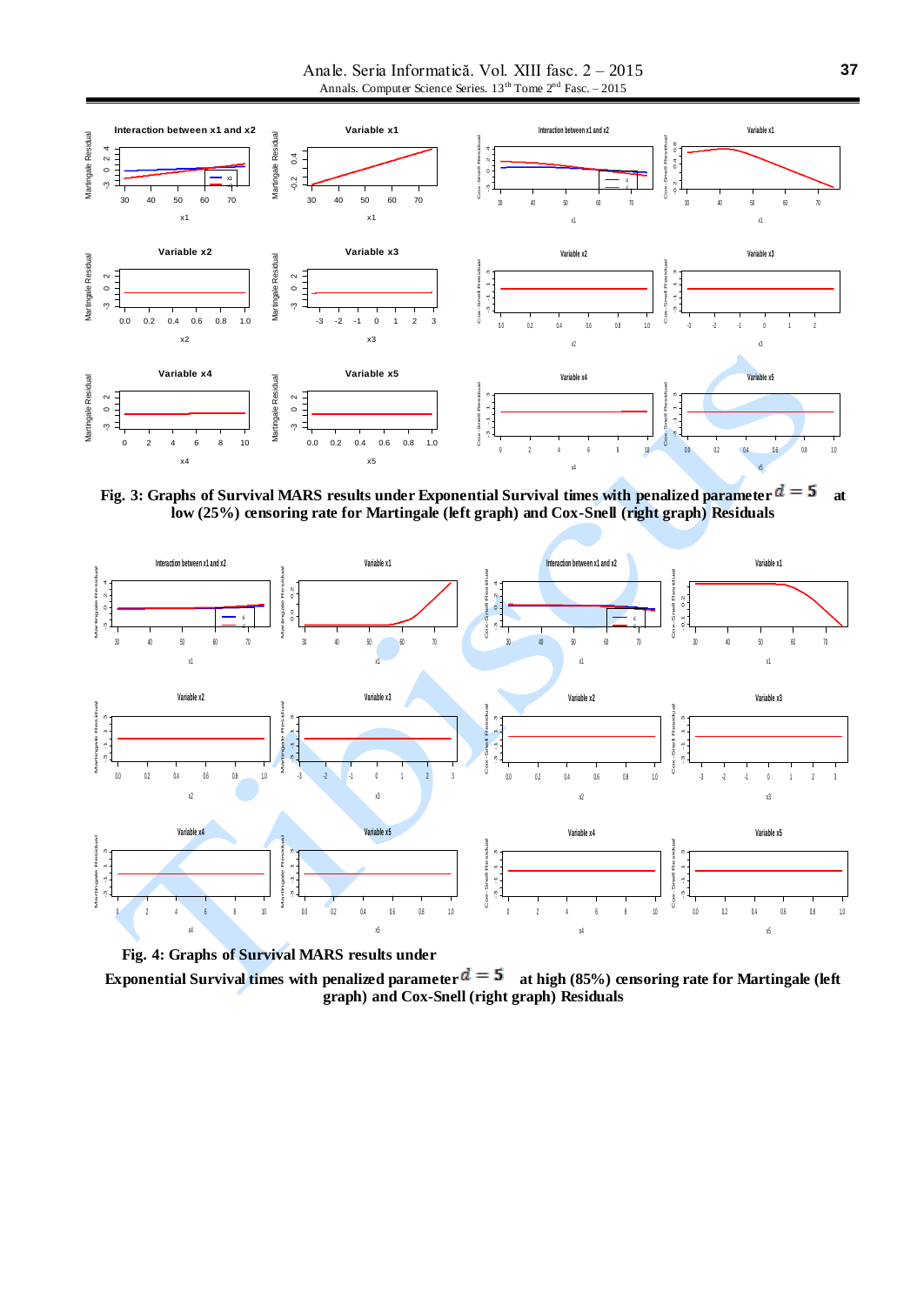Fig. 3: Graphs of Survival MARS results under Exponential Survival times with penalized parameter $d = 5$ at low (25%) censoring rate for Martingale (left graph) and Cox-Snell (right graph) Residuals

Fig. 4: Graphs of Survival MARS results under Exponential Survival times with penalized parameter $d = 5$ at high (85%) censoring rate for Martingale (left graph) and Cox-Snell (right graph) Residuals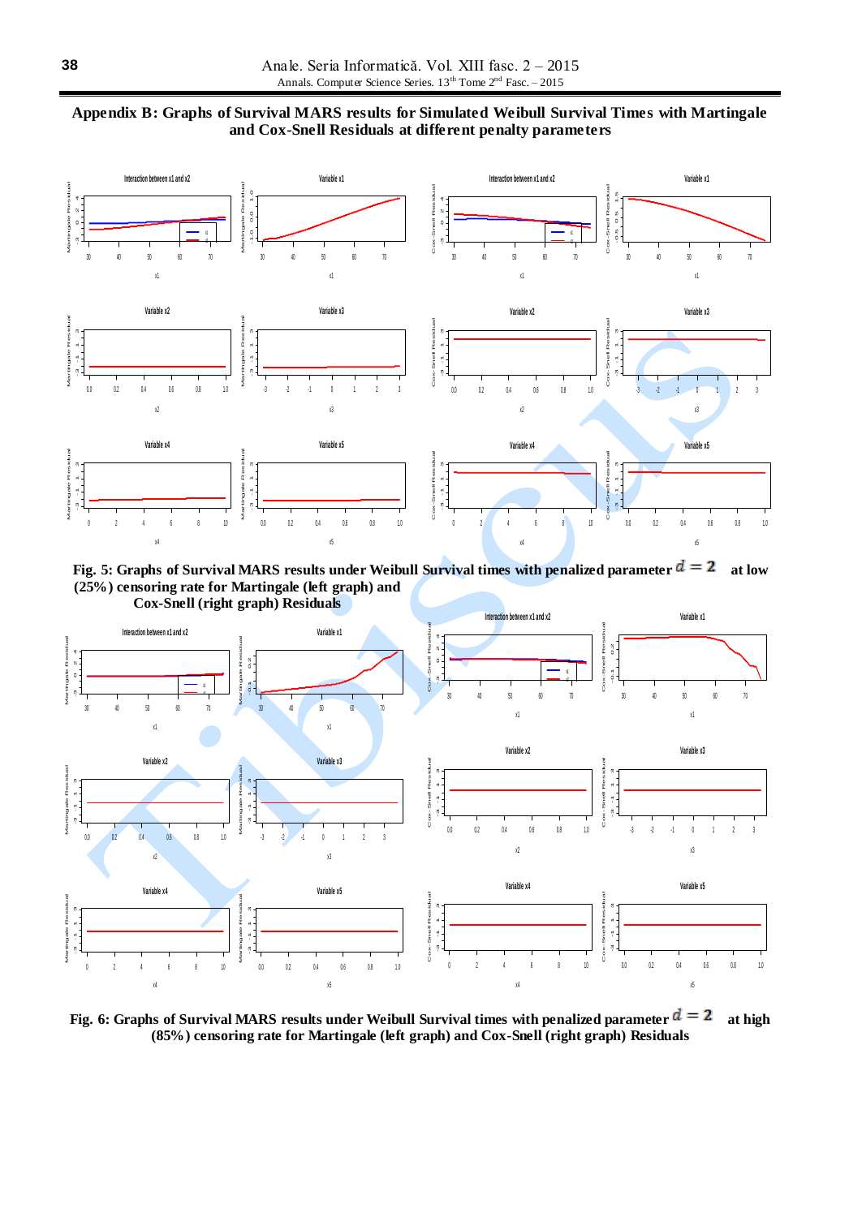## Appendix B: Graphs of Survival MARS results for Simulated Weibull Survival Times with Martingale and Cox-Snell Residuals at different penalty parameters

**Fig. 5: Graphs of Survival MARS results under Weibull Survival times with penalized parameter $d = 2$ at low (25%) censoring rate for Martingale (left graph) and Cox-Snell (right graph) Residuals**

**Fig. 6: Graphs of Survival MARS results under Weibull Survival times with penalized parameter $d = 2$ at high (85%) censoring rate for Martingale (left graph) and Cox-Snell (right graph) Residuals**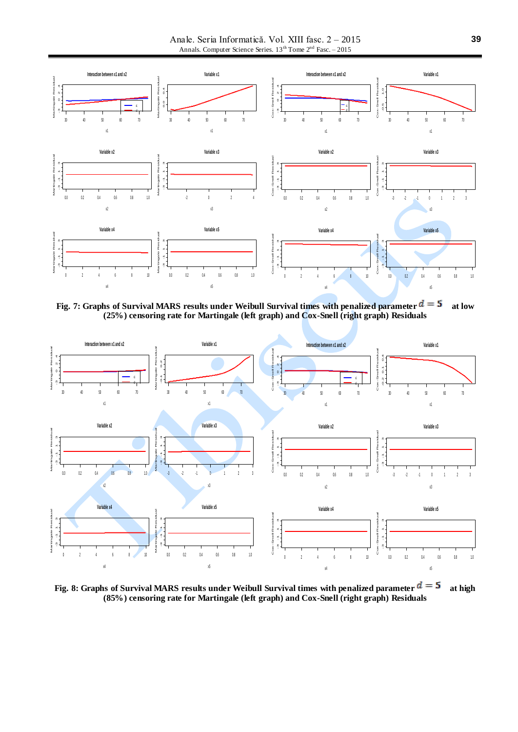Fig. 7: Graphs of Survival MARS results under Weibull Survival times with penalized parameter $d = 5$ at low (25%) censoring rate for Martingale (left graph) and Cox-Snell (right graph) Residuals

Fig. 8: Graphs of Survival MARS results under Weibull Survival times with penalized parameter $d = 5$ at high (85%) censoring rate for Martingale (left graph) and Cox-Snell (right graph) Residuals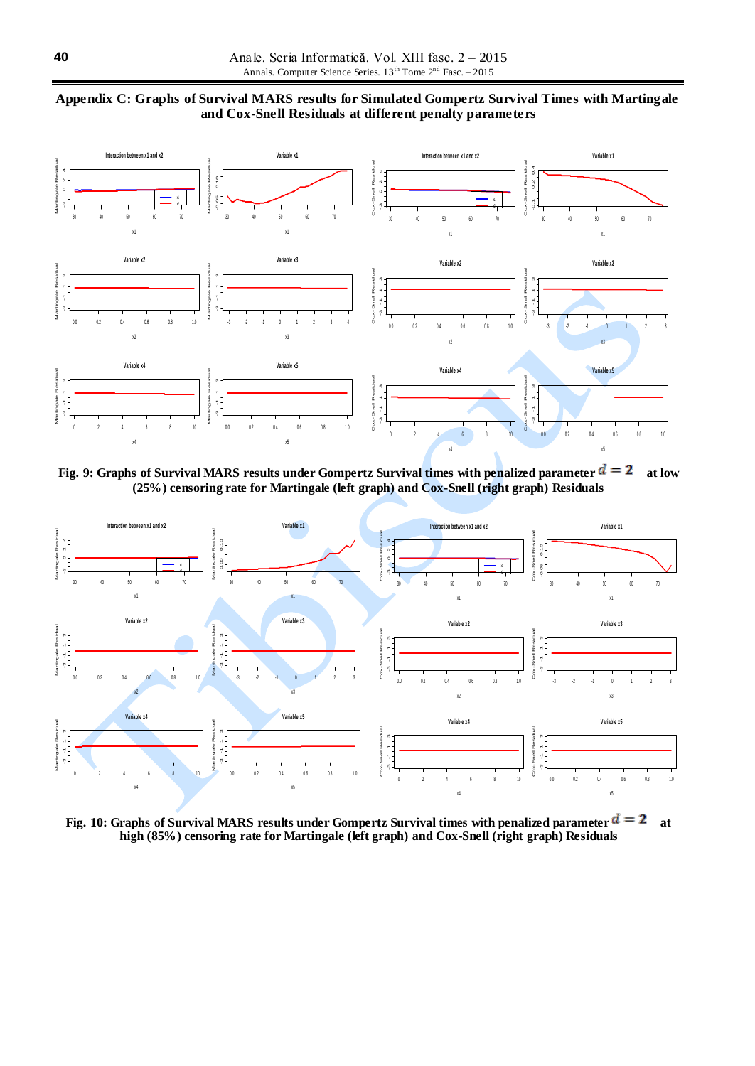## Appendix C: Graphs of Survival MARS results for Simulated Gompertz Survival Times with Martingale and Cox-Snell Residuals at different penalty parameters

**Fig. 9: Graphs of Survival MARS results under Gompertz Survival times with penalized parameter $d = 2$ at low (25%) censoring rate for Martingale (left graph) and Cox-Snell (right graph) Residuals**

**Fig. 10: Graphs of Survival MARS results under Gompertz Survival times with penalized parameter $d = 2$ at high (85%) censoring rate for Martingale (left graph) and Cox-Snell (right graph) Residuals**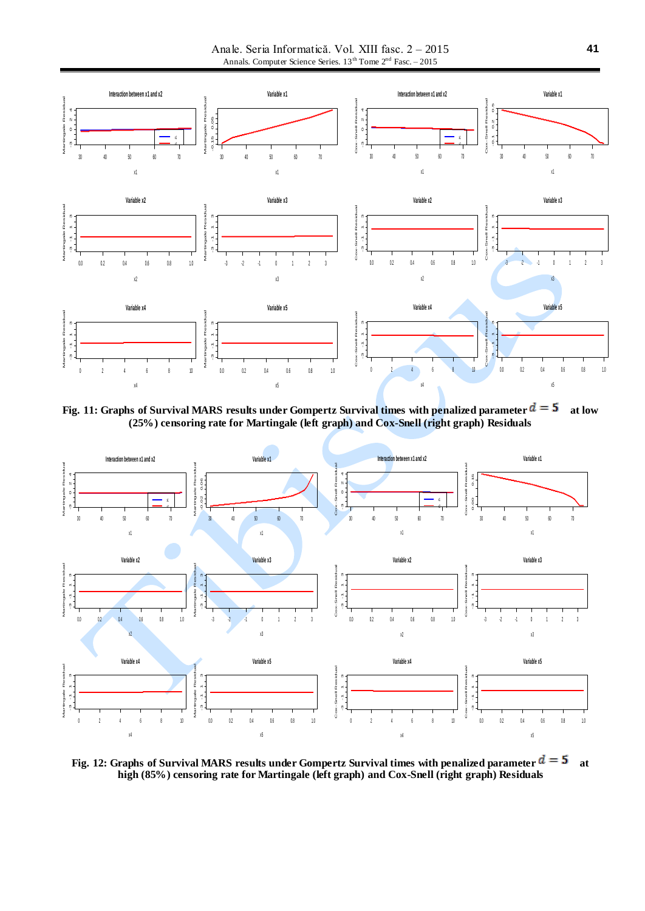Interaction between x1 and x2

Variable x1

Interaction between x1 and x2

Variable x1

Variable x2

Variable x3

Variable x2

Variable x3

Variable x4

Variable x5

Variable x4

Variable x5

**Fig. 11: Graphs of Survival MARS results under Gompertz Survival times with penalized parameter $d = 5$ at low (25%) censoring rate for Martingale (left graph) and Cox-Snell (right graph) Residuals**

Interaction between x1 and x2

Variable x1

Interaction between x1 and x2

Variable x1

Variable x2

Variable x3

Variable x2

Variable x3

Variable x4

Variable x5

Variable x4

Variable x5

**Fig. 12: Graphs of Survival MARS results under Gompertz Survival times with penalized parameter $d = 5$ at high (85%) censoring rate for Martingale (left graph) and Cox-Snell (right graph) Residuals**